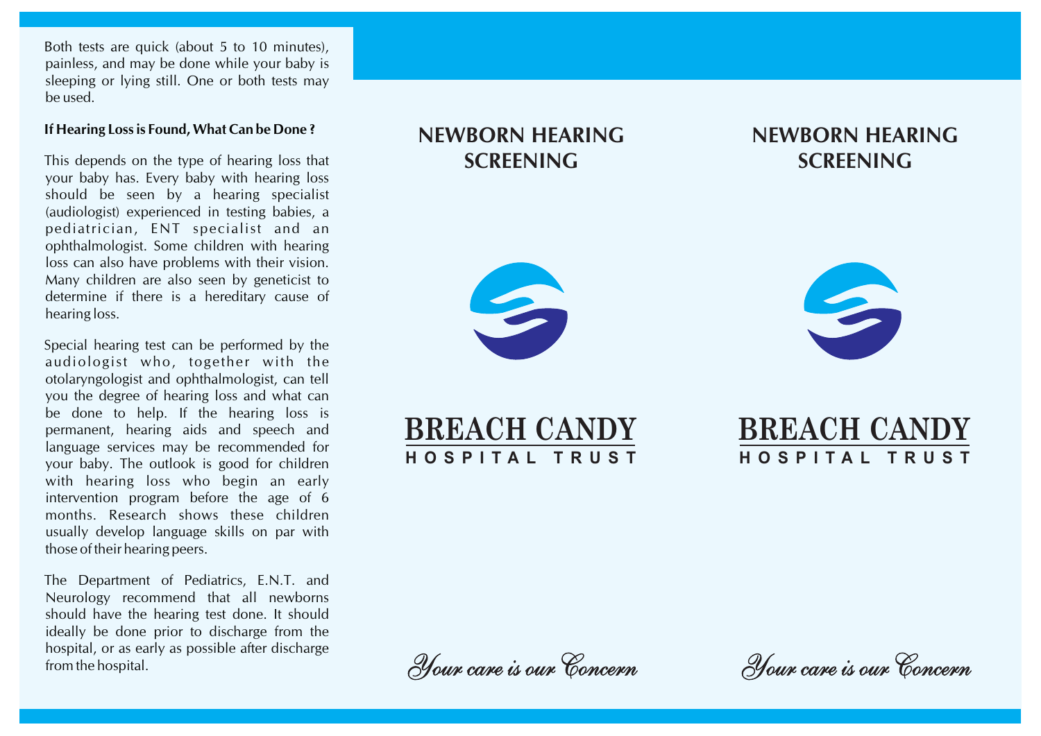Both tests are quick (about 5 to 10 minutes), painless, and may be done while your baby is sleeping or lying still. One or both tests may be used.

**If Hearing Loss is Found, What Can be Done ?**

This depends on the type of hearing loss that your baby has. Every baby with hearing loss should be seen by a hearing specialist (audiologist) experienced in testing babies, a pediatrician, ENT specialist and an ophthalmologist. Some children with hearing loss can also have problems with their vision. Many children are also seen by geneticist to determine if there is a hereditary cause of hearing loss.

Special hearing test can be performed by the audiologist who, together with the otolaryngologist and ophthalmologist, can tell you the degree of hearing loss and what can be done to help. If the hearing loss is permanent, hearing aids and speech and language services may be recommended for your baby. The outlook is good for children with hearing loss who begin an early intervention program before the age of 6 months. Research shows these children usually develop language skills on par with those of their hearing peers.

The Department of Pediatrics, E.N.T. and Neurology recommend that all newborns should have the hearing test done. It should ideally be done prior to discharge from the hospital, or as early as possible after discharge from the hospital.

## NEWBORN HEARING SCREENING

**BREACH CANDY**
**HOSPITAL TRUST**

*Your care is our Concern*

## NEWBORN HEARING SCREENING

**BREACH CANDY**
**HOSPITAL TRUST**

*Your care is our Concern*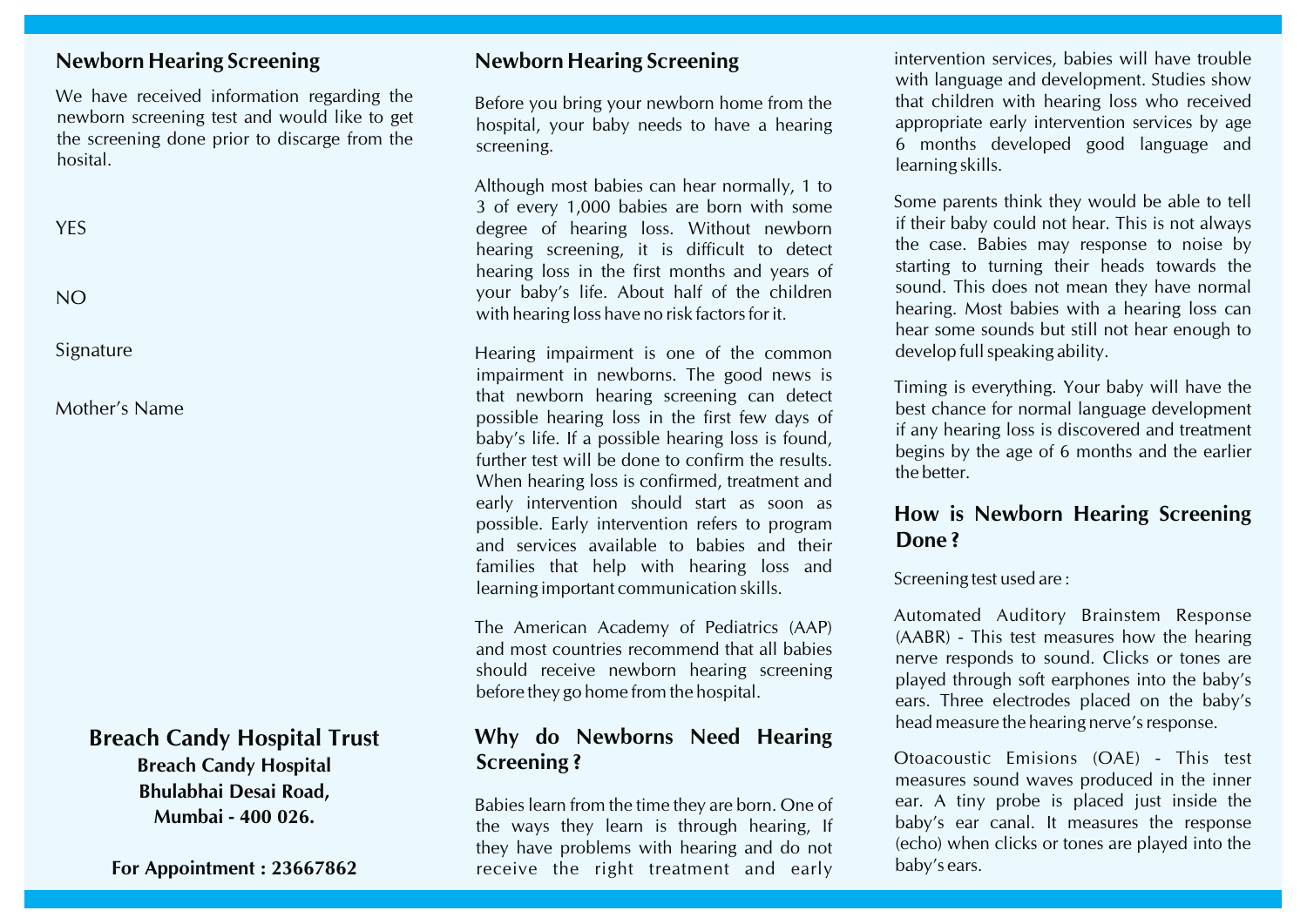## Newborn Hearing Screening

We have received information regarding the newborn screening test and would like to get the screening done prior to discarge from the hosital.

YES

NO

Signature

Mother's Name

**Breach Candy Hospital Trust**
**Breach Candy Hospital**
**Bhulabhai Desai Road,**
**Mumbai - 400 026.**

**For Appointment : 23667862**

## Newborn Hearing Screening

Before you bring your newborn home from the hospital, your baby needs to have a hearing screening.

Although most babies can hear normally, 1 to 3 of every 1,000 babies are born with some degree of hearing loss. Without newborn hearing screening, it is difficult to detect hearing loss in the first months and years of your baby's life. About half of the children with hearing loss have no risk factors for it.

Hearing impairment is one of the common impairment in newborns. The good news is that newborn hearing screening can detect possible hearing loss in the first few days of baby's life. If a possible hearing loss is found, further test will be done to confirm the results. When hearing loss is confirmed, treatment and early intervention should start as soon as possible. Early intervention refers to program and services available to babies and their families that help with hearing loss and learning important communication skills.

The American Academy of Pediatrics (AAP) and most countries recommend that all babies should receive newborn hearing screening before they go home from the hospital.

## Why do Newborns Need Hearing Screening ?

Babies learn from the time they are born. One of the ways they learn is through hearing, If they have problems with hearing and do not receive the right treatment and early intervention services, babies will have trouble with language and development. Studies show that children with hearing loss who received appropriate early intervention services by age 6 months developed good language and learning skills.

Some parents think they would be able to tell if their baby could not hear. This is not always the case. Babies may response to noise by starting to turning their heads towards the sound. This does not mean they have normal hearing. Most babies with a hearing loss can hear some sounds but still not hear enough to develop full speaking ability.

Timing is everything. Your baby will have the best chance for normal language development if any hearing loss is discovered and treatment begins by the age of 6 months and the earlier the better.

## How is Newborn Hearing Screening Done ?

Screening test used are :

Automated Auditory Brainstem Response (AABR) - This test measures how the hearing nerve responds to sound. Clicks or tones are played through soft earphones into the baby's ears. Three electrodes placed on the baby's head measure the hearing nerve's response.

Otoacoustic Emisions (OAE) - This test measures sound waves produced in the inner ear. A tiny probe is placed just inside the baby's ear canal. It measures the response (echo) when clicks or tones are played into the baby's ears.